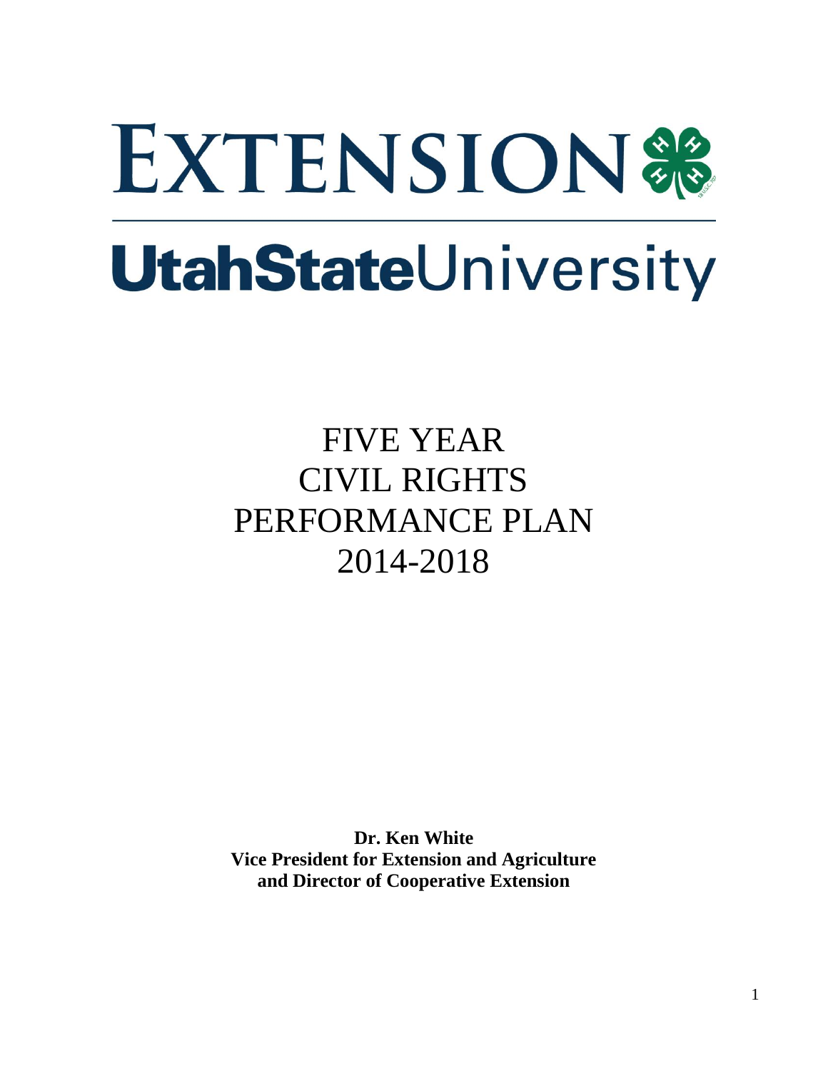# EXTENSION

# UtahStateUniversity

# FIVE YEAR CIVIL RIGHTS PERFORMANCE PLAN 2014-2018

**Dr. Ken White**
**Vice President for Extension and Agriculture**
**and Director of Cooperative Extension**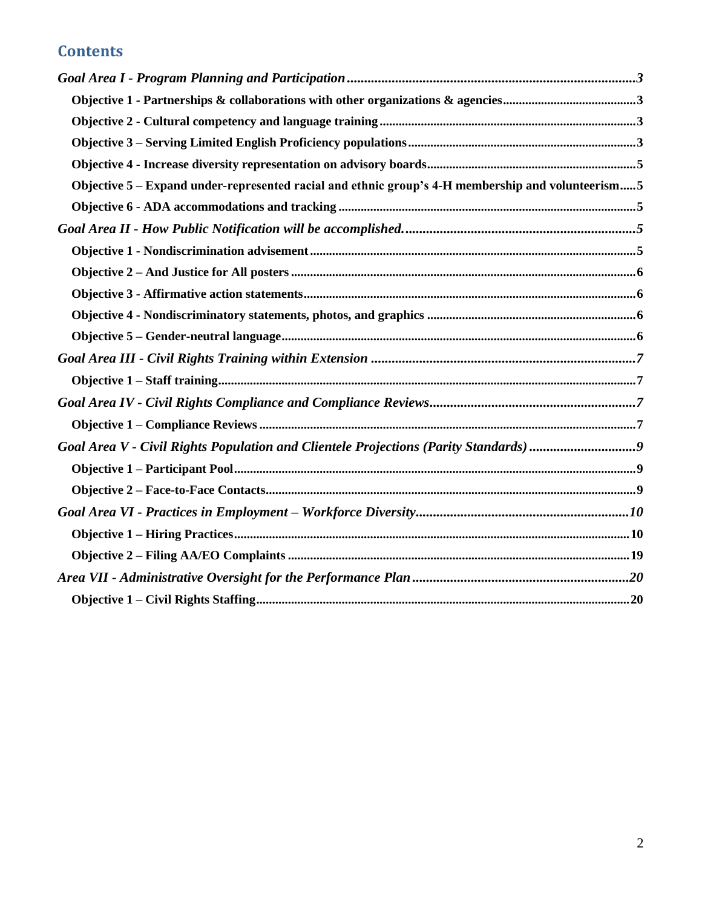## Contents

*Goal Area I - Program Planning and Participation* ..... 3

**Objective 1 - Partnerships & collaborations with other organizations & agencies** ..... 3

**Objective 2 - Cultural competency and language training** ..... 3

**Objective 3 – Serving Limited English Proficiency populations** ..... 3

**Objective 4 - Increase diversity representation on advisory boards** ..... 5

**Objective 5 – Expand under-represented racial and ethnic group's 4-H membership and volunteerism** ..... 5

**Objective 6 - ADA accommodations and tracking** ..... 5

*Goal Area II - How Public Notification will be accomplished.* ..... 5

**Objective 1 - Nondiscrimination advisement** ..... 5

**Objective 2 – And Justice for All posters** ..... 6

**Objective 3 - Affirmative action statements** ..... 6

**Objective 4 - Nondiscriminatory statements, photos, and graphics** ..... 6

**Objective 5 – Gender-neutral language** ..... 6

*Goal Area III - Civil Rights Training within Extension* ..... 7

**Objective 1 – Staff training** ..... 7

*Goal Area IV - Civil Rights Compliance and Compliance Reviews* ..... 7

**Objective 1 – Compliance Reviews** ..... 7

*Goal Area V - Civil Rights Population and Clientele Projections (Parity Standards)* ..... 9

**Objective 1 – Participant Pool** ..... 9

**Objective 2 – Face-to-Face Contacts** ..... 9

*Goal Area VI - Practices in Employment – Workforce Diversity* ..... 10

**Objective 1 – Hiring Practices** ..... 10

**Objective 2 – Filing AA/EO Complaints** ..... 19

*Area VII - Administrative Oversight for the Performance Plan* ..... 20

**Objective 1 – Civil Rights Staffing** ..... 20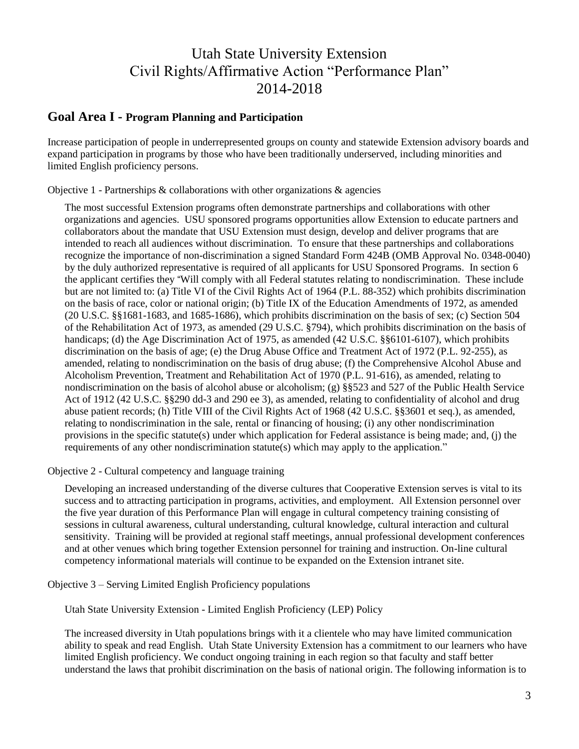# Utah State University Extension
# Civil Rights/Affirmative Action "Performance Plan"
# 2014-2018

## Goal Area I - Program Planning and Participation

Increase participation of people in underrepresented groups on county and statewide Extension advisory boards and expand participation in programs by those who have been traditionally underserved, including minorities and limited English proficiency persons.

Objective 1 - Partnerships & collaborations with other organizations & agencies

The most successful Extension programs often demonstrate partnerships and collaborations with other organizations and agencies. USU sponsored programs opportunities allow Extension to educate partners and collaborators about the mandate that USU Extension must design, develop and deliver programs that are intended to reach all audiences without discrimination. To ensure that these partnerships and collaborations recognize the importance of non-discrimination a signed Standard Form 424B (OMB Approval No. 0348-0040) by the duly authorized representative is required of all applicants for USU Sponsored Programs. In section 6 the applicant certifies they "Will comply with all Federal statutes relating to nondiscrimination. These include but are not limited to: (a) Title VI of the Civil Rights Act of 1964 (P.L. 88-352) which prohibits discrimination on the basis of race, color or national origin; (b) Title IX of the Education Amendments of 1972, as amended (20 U.S.C. §§1681-1683, and 1685-1686), which prohibits discrimination on the basis of sex; (c) Section 504 of the Rehabilitation Act of 1973, as amended (29 U.S.C. §794), which prohibits discrimination on the basis of handicaps; (d) the Age Discrimination Act of 1975, as amended (42 U.S.C. §§6101-6107), which prohibits discrimination on the basis of age; (e) the Drug Abuse Office and Treatment Act of 1972 (P.L. 92-255), as amended, relating to nondiscrimination on the basis of drug abuse; (f) the Comprehensive Alcohol Abuse and Alcoholism Prevention, Treatment and Rehabilitation Act of 1970 (P.L. 91-616), as amended, relating to nondiscrimination on the basis of alcohol abuse or alcoholism; (g) §§523 and 527 of the Public Health Service Act of 1912 (42 U.S.C. §§290 dd-3 and 290 ee 3), as amended, relating to confidentiality of alcohol and drug abuse patient records; (h) Title VIII of the Civil Rights Act of 1968 (42 U.S.C. §§3601 et seq.), as amended, relating to nondiscrimination in the sale, rental or financing of housing; (i) any other nondiscrimination provisions in the specific statute(s) under which application for Federal assistance is being made; and, (j) the requirements of any other nondiscrimination statute(s) which may apply to the application."

Objective 2 - Cultural competency and language training

Developing an increased understanding of the diverse cultures that Cooperative Extension serves is vital to its success and to attracting participation in programs, activities, and employment. All Extension personnel over the five year duration of this Performance Plan will engage in cultural competency training consisting of sessions in cultural awareness, cultural understanding, cultural knowledge, cultural interaction and cultural sensitivity. Training will be provided at regional staff meetings, annual professional development conferences and at other venues which bring together Extension personnel for training and instruction. On-line cultural competency informational materials will continue to be expanded on the Extension intranet site.

Objective 3 – Serving Limited English Proficiency populations

Utah State University Extension - Limited English Proficiency (LEP) Policy

The increased diversity in Utah populations brings with it a clientele who may have limited communication ability to speak and read English. Utah State University Extension has a commitment to our learners who have limited English proficiency. We conduct ongoing training in each region so that faculty and staff better understand the laws that prohibit discrimination on the basis of national origin. The following information is to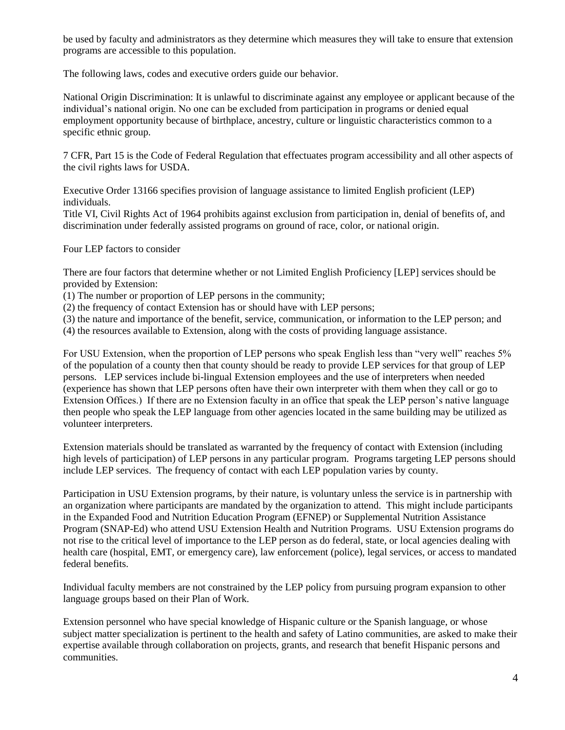be used by faculty and administrators as they determine which measures they will take to ensure that extension programs are accessible to this population.

The following laws, codes and executive orders guide our behavior.

National Origin Discrimination: It is unlawful to discriminate against any employee or applicant because of the individual's national origin. No one can be excluded from participation in programs or denied equal employment opportunity because of birthplace, ancestry, culture or linguistic characteristics common to a specific ethnic group.

7 CFR, Part 15 is the Code of Federal Regulation that effectuates program accessibility and all other aspects of the civil rights laws for USDA.

Executive Order 13166 specifies provision of language assistance to limited English proficient (LEP) individuals.
Title VI, Civil Rights Act of 1964 prohibits against exclusion from participation in, denial of benefits of, and discrimination under federally assisted programs on ground of race, color, or national origin.

Four LEP factors to consider

There are four factors that determine whether or not Limited English Proficiency [LEP] services should be provided by Extension:
(1) The number or proportion of LEP persons in the community;
(2) the frequency of contact Extension has or should have with LEP persons;
(3) the nature and importance of the benefit, service, communication, or information to the LEP person; and
(4) the resources available to Extension, along with the costs of providing language assistance.

For USU Extension, when the proportion of LEP persons who speak English less than "very well" reaches 5% of the population of a county then that county should be ready to provide LEP services for that group of LEP persons. LEP services include bi-lingual Extension employees and the use of interpreters when needed (experience has shown that LEP persons often have their own interpreter with them when they call or go to Extension Offices.) If there are no Extension faculty in an office that speak the LEP person's native language then people who speak the LEP language from other agencies located in the same building may be utilized as volunteer interpreters.

Extension materials should be translated as warranted by the frequency of contact with Extension (including high levels of participation) of LEP persons in any particular program. Programs targeting LEP persons should include LEP services. The frequency of contact with each LEP population varies by county.

Participation in USU Extension programs, by their nature, is voluntary unless the service is in partnership with an organization where participants are mandated by the organization to attend. This might include participants in the Expanded Food and Nutrition Education Program (EFNEP) or Supplemental Nutrition Assistance Program (SNAP-Ed) who attend USU Extension Health and Nutrition Programs. USU Extension programs do not rise to the critical level of importance to the LEP person as do federal, state, or local agencies dealing with health care (hospital, EMT, or emergency care), law enforcement (police), legal services, or access to mandated federal benefits.

Individual faculty members are not constrained by the LEP policy from pursuing program expansion to other language groups based on their Plan of Work.

Extension personnel who have special knowledge of Hispanic culture or the Spanish language, or whose subject matter specialization is pertinent to the health and safety of Latino communities, are asked to make their expertise available through collaboration on projects, grants, and research that benefit Hispanic persons and communities.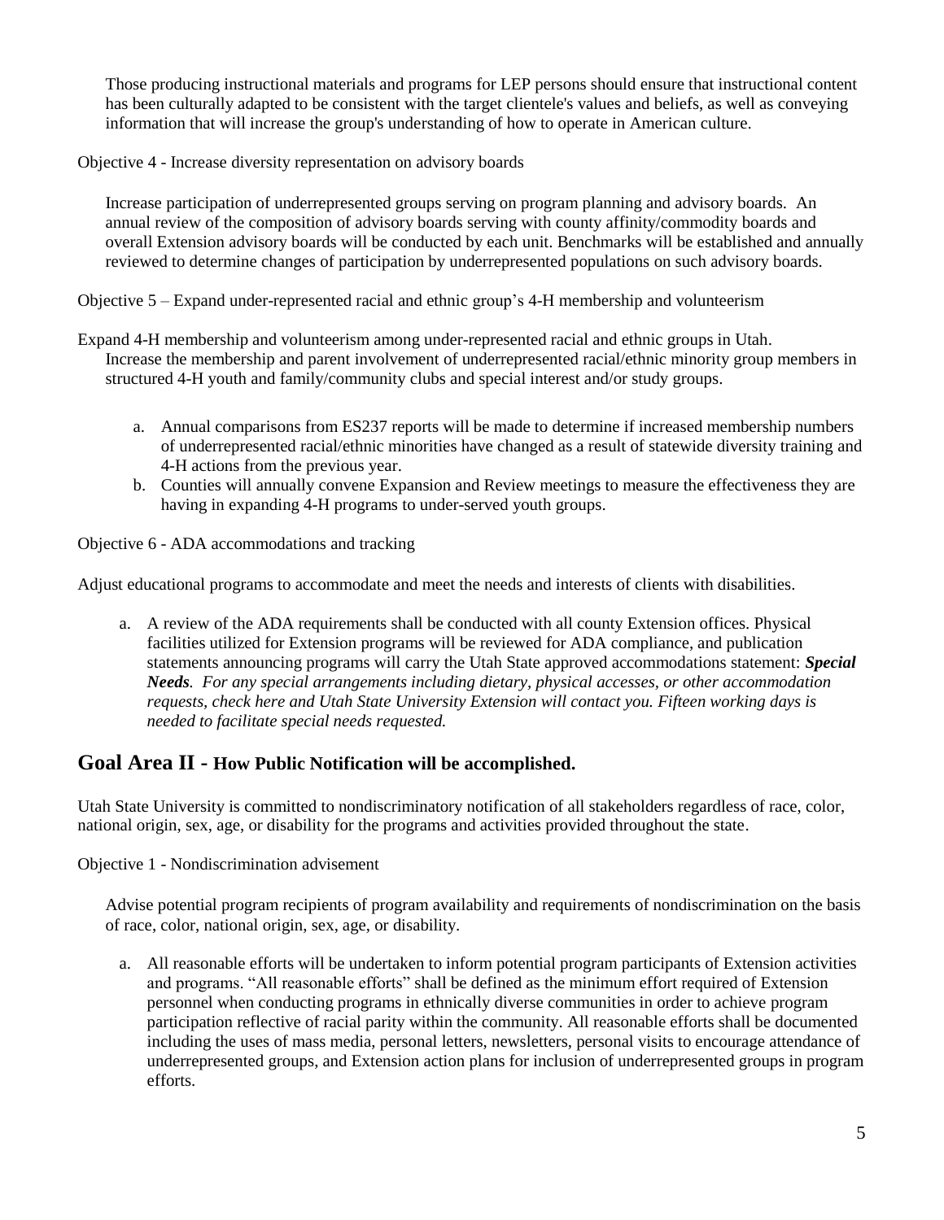Those producing instructional materials and programs for LEP persons should ensure that instructional content has been culturally adapted to be consistent with the target clientele's values and beliefs, as well as conveying information that will increase the group's understanding of how to operate in American culture.

Objective 4 - Increase diversity representation on advisory boards

Increase participation of underrepresented groups serving on program planning and advisory boards. An annual review of the composition of advisory boards serving with county affinity/commodity boards and overall Extension advisory boards will be conducted by each unit. Benchmarks will be established and annually reviewed to determine changes of participation by underrepresented populations on such advisory boards.

Objective 5 – Expand under-represented racial and ethnic group's 4-H membership and volunteerism

Expand 4-H membership and volunteerism among under-represented racial and ethnic groups in Utah. Increase the membership and parent involvement of underrepresented racial/ethnic minority group members in structured 4-H youth and family/community clubs and special interest and/or study groups.

a. Annual comparisons from ES237 reports will be made to determine if increased membership numbers of underrepresented racial/ethnic minorities have changed as a result of statewide diversity training and 4-H actions from the previous year.
b. Counties will annually convene Expansion and Review meetings to measure the effectiveness they are having in expanding 4-H programs to under-served youth groups.

Objective 6 - ADA accommodations and tracking

Adjust educational programs to accommodate and meet the needs and interests of clients with disabilities.

a. A review of the ADA requirements shall be conducted with all county Extension offices. Physical facilities utilized for Extension programs will be reviewed for ADA compliance, and publication statements announcing programs will carry the Utah State approved accommodations statement: ***Special Needs****. For any special arrangements including dietary, physical accesses, or other accommodation requests, check here and Utah State University Extension will contact you. Fifteen working days is needed to facilitate special needs requested.*

## Goal Area II - How Public Notification will be accomplished.

Utah State University is committed to nondiscriminatory notification of all stakeholders regardless of race, color, national origin, sex, age, or disability for the programs and activities provided throughout the state.

Objective 1 - Nondiscrimination advisement

Advise potential program recipients of program availability and requirements of nondiscrimination on the basis of race, color, national origin, sex, age, or disability.

a. All reasonable efforts will be undertaken to inform potential program participants of Extension activities and programs. "All reasonable efforts" shall be defined as the minimum effort required of Extension personnel when conducting programs in ethnically diverse communities in order to achieve program participation reflective of racial parity within the community. All reasonable efforts shall be documented including the uses of mass media, personal letters, newsletters, personal visits to encourage attendance of underrepresented groups, and Extension action plans for inclusion of underrepresented groups in program efforts.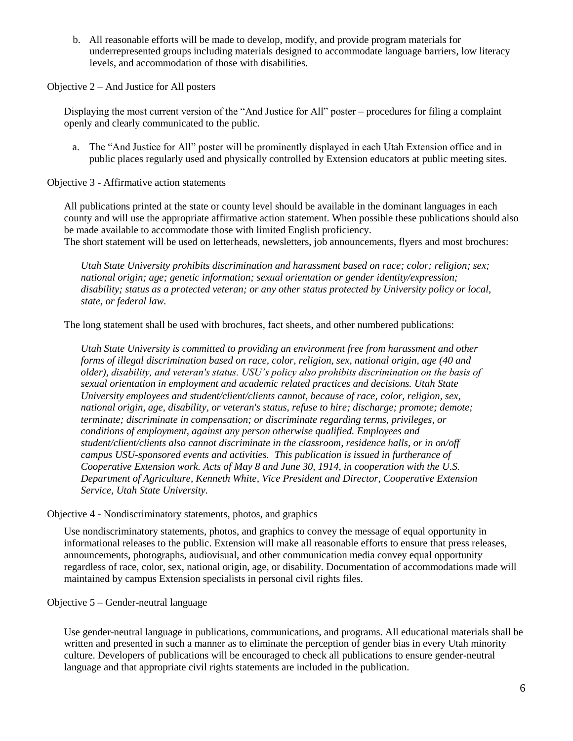b. All reasonable efforts will be made to develop, modify, and provide program materials for underrepresented groups including materials designed to accommodate language barriers, low literacy levels, and accommodation of those with disabilities.

Objective 2 – And Justice for All posters

Displaying the most current version of the "And Justice for All" poster – procedures for filing a complaint openly and clearly communicated to the public.

a. The "And Justice for All" poster will be prominently displayed in each Utah Extension office and in public places regularly used and physically controlled by Extension educators at public meeting sites.

Objective 3 - Affirmative action statements

All publications printed at the state or county level should be available in the dominant languages in each county and will use the appropriate affirmative action statement. When possible these publications should also be made available to accommodate those with limited English proficiency.
The short statement will be used on letterheads, newsletters, job announcements, flyers and most brochures:

*Utah State University prohibits discrimination and harassment based on race; color; religion; sex; national origin; age; genetic information; sexual orientation or gender identity/expression; disability; status as a protected veteran; or any other status protected by University policy or local, state, or federal law.*

The long statement shall be used with brochures, fact sheets, and other numbered publications:

*Utah State University is committed to providing an environment free from harassment and other forms of illegal discrimination based on race, color, religion, sex, national origin, age (40 and older), disability, and veteran's status. USU's policy also prohibits discrimination on the basis of sexual orientation in employment and academic related practices and decisions. Utah State University employees and student/client/clients cannot, because of race, color, religion, sex, national origin, age, disability, or veteran's status, refuse to hire; discharge; promote; demote; terminate; discriminate in compensation; or discriminate regarding terms, privileges, or conditions of employment, against any person otherwise qualified. Employees and student/client/clients also cannot discriminate in the classroom, residence halls, or in on/off campus USU-sponsored events and activities. This publication is issued in furtherance of Cooperative Extension work. Acts of May 8 and June 30, 1914, in cooperation with the U.S. Department of Agriculture, Kenneth White, Vice President and Director, Cooperative Extension Service, Utah State University.*

Objective 4 - Nondiscriminatory statements, photos, and graphics

Use nondiscriminatory statements, photos, and graphics to convey the message of equal opportunity in informational releases to the public. Extension will make all reasonable efforts to ensure that press releases, announcements, photographs, audiovisual, and other communication media convey equal opportunity regardless of race, color, sex, national origin, age, or disability. Documentation of accommodations made will maintained by campus Extension specialists in personal civil rights files.

Objective 5 – Gender-neutral language

Use gender-neutral language in publications, communications, and programs. All educational materials shall be written and presented in such a manner as to eliminate the perception of gender bias in every Utah minority culture. Developers of publications will be encouraged to check all publications to ensure gender-neutral language and that appropriate civil rights statements are included in the publication.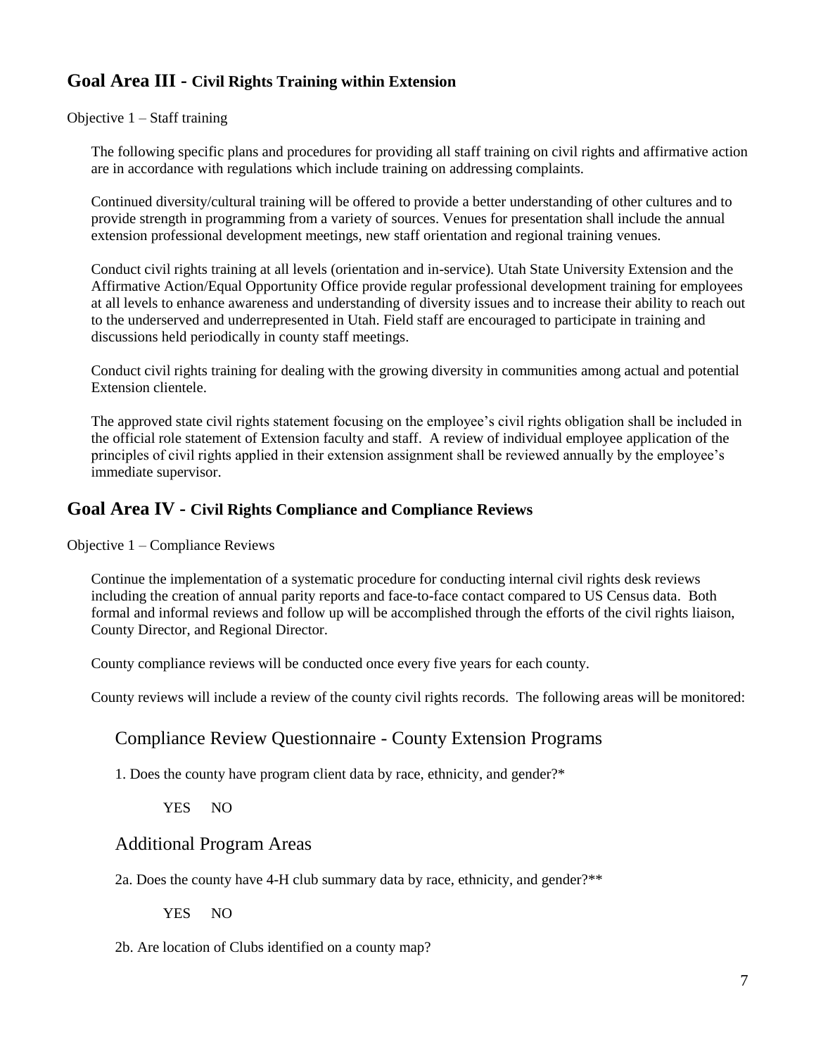## Goal Area III - Civil Rights Training within Extension

Objective 1 – Staff training

The following specific plans and procedures for providing all staff training on civil rights and affirmative action are in accordance with regulations which include training on addressing complaints.

Continued diversity/cultural training will be offered to provide a better understanding of other cultures and to provide strength in programming from a variety of sources. Venues for presentation shall include the annual extension professional development meetings, new staff orientation and regional training venues.

Conduct civil rights training at all levels (orientation and in-service). Utah State University Extension and the Affirmative Action/Equal Opportunity Office provide regular professional development training for employees at all levels to enhance awareness and understanding of diversity issues and to increase their ability to reach out to the underserved and underrepresented in Utah. Field staff are encouraged to participate in training and discussions held periodically in county staff meetings.

Conduct civil rights training for dealing with the growing diversity in communities among actual and potential Extension clientele.

The approved state civil rights statement focusing on the employee's civil rights obligation shall be included in the official role statement of Extension faculty and staff. A review of individual employee application of the principles of civil rights applied in their extension assignment shall be reviewed annually by the employee's immediate supervisor.

## Goal Area IV - Civil Rights Compliance and Compliance Reviews

Objective 1 – Compliance Reviews

Continue the implementation of a systematic procedure for conducting internal civil rights desk reviews including the creation of annual parity reports and face-to-face contact compared to US Census data. Both formal and informal reviews and follow up will be accomplished through the efforts of the civil rights liaison, County Director, and Regional Director.

County compliance reviews will be conducted once every five years for each county.

County reviews will include a review of the county civil rights records. The following areas will be monitored:

### Compliance Review Questionnaire - County Extension Programs

1. Does the county have program client data by race, ethnicity, and gender?*

YES NO

### Additional Program Areas

2a. Does the county have 4-H club summary data by race, ethnicity, and gender?**

YES NO

2b. Are location of Clubs identified on a county map?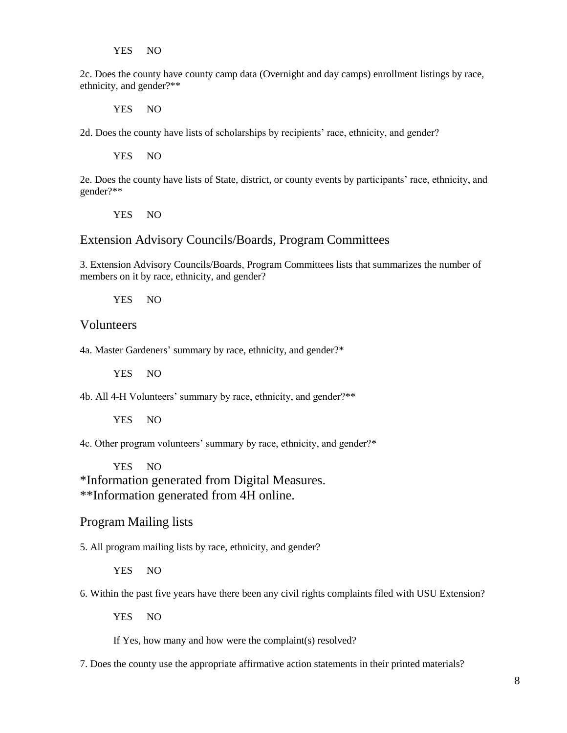YES NO

2c. Does the county have county camp data (Overnight and day camps) enrollment listings by race, ethnicity, and gender?**

YES NO

2d. Does the county have lists of scholarships by recipients' race, ethnicity, and gender?

YES NO

2e. Does the county have lists of State, district, or county events by participants' race, ethnicity, and gender?**

YES NO

## Extension Advisory Councils/Boards, Program Committees

3. Extension Advisory Councils/Boards, Program Committees lists that summarizes the number of members on it by race, ethnicity, and gender?

YES NO

## Volunteers

4a. Master Gardeners' summary by race, ethnicity, and gender?*

YES NO

4b. All 4-H Volunteers' summary by race, ethnicity, and gender?**

YES NO

4c. Other program volunteers' summary by race, ethnicity, and gender?*

YES NO

*Information generated from Digital Measures.

**Information generated from 4H online.

## Program Mailing lists

5. All program mailing lists by race, ethnicity, and gender?

YES NO

6. Within the past five years have there been any civil rights complaints filed with USU Extension?

YES NO

If Yes, how many and how were the complaint(s) resolved?

7. Does the county use the appropriate affirmative action statements in their printed materials?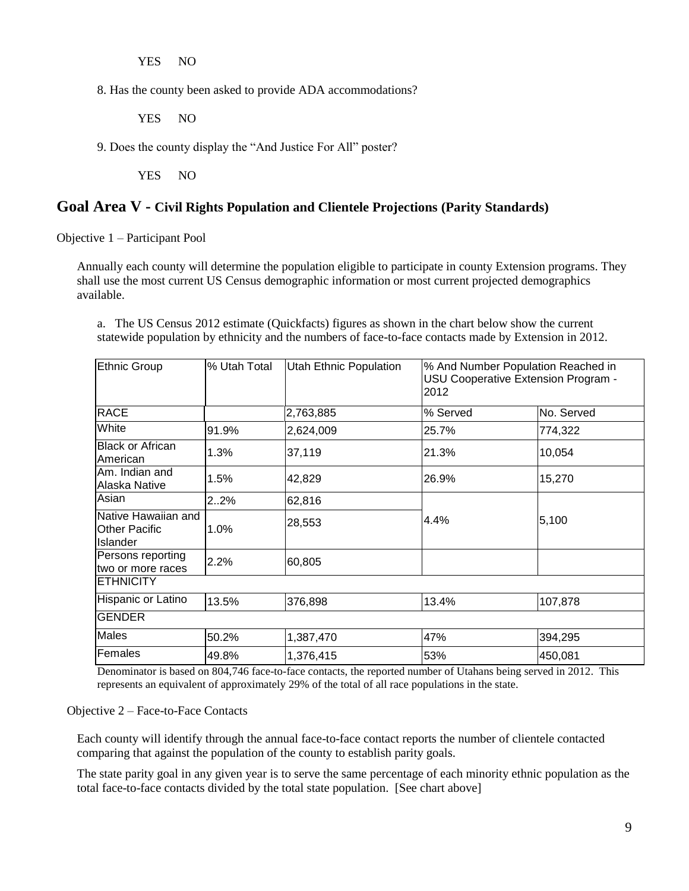YES NO

8. Has the county been asked to provide ADA accommodations?

YES NO

9. Does the county display the “And Justice For All” poster?

YES NO

## Goal Area V - Civil Rights Population and Clientele Projections (Parity Standards)

Objective 1 – Participant Pool

Annually each county will determine the population eligible to participate in county Extension programs. They shall use the most current US Census demographic information or most current projected demographics available.

a. The US Census 2012 estimate (Quickfacts) figures as shown in the chart below show the current statewide population by ethnicity and the numbers of face-to-face contacts made by Extension in 2012.

| Ethnic Group | % Utah Total | Utah Ethnic Population | % And Number Population Reached in USU Cooperative Extension Program - 2012 | |
|---|---|---|---|---|
| RACE | | 2,763,885 | % Served | No. Served |
| White | 91.9% | 2,624,009 | 25.7% | 774,322 |
| Black or African American | 1.3% | 37,119 | 21.3% | 10,054 |
| Am. Indian and Alaska Native | 1.5% | 42,829 | 26.9% | 15,270 |
| Asian | 2..2% | 62,816 | 4.4% | 5,100 |
| Native Hawaiian and Other Pacific Islander | 1.0% | 28,553 | | |
| Persons reporting two or more races | 2.2% | 60,805 | | |
| ETHNICITY | | | | |
| Hispanic or Latino | 13.5% | 376,898 | 13.4% | 107,878 |
| GENDER | | | | |
| Males | 50.2% | 1,387,470 | 47% | 394,295 |
| Females | 49.8% | 1,376,415 | 53% | 450,081 |

Denominator is based on 804,746 face-to-face contacts, the reported number of Utahans being served in 2012. This represents an equivalent of approximately 29% of the total of all race populations in the state.

Objective 2 – Face-to-Face Contacts

Each county will identify through the annual face-to-face contact reports the number of clientele contacted comparing that against the population of the county to establish parity goals.

The state parity goal in any given year is to serve the same percentage of each minority ethnic population as the total face-to-face contacts divided by the total state population. [See chart above]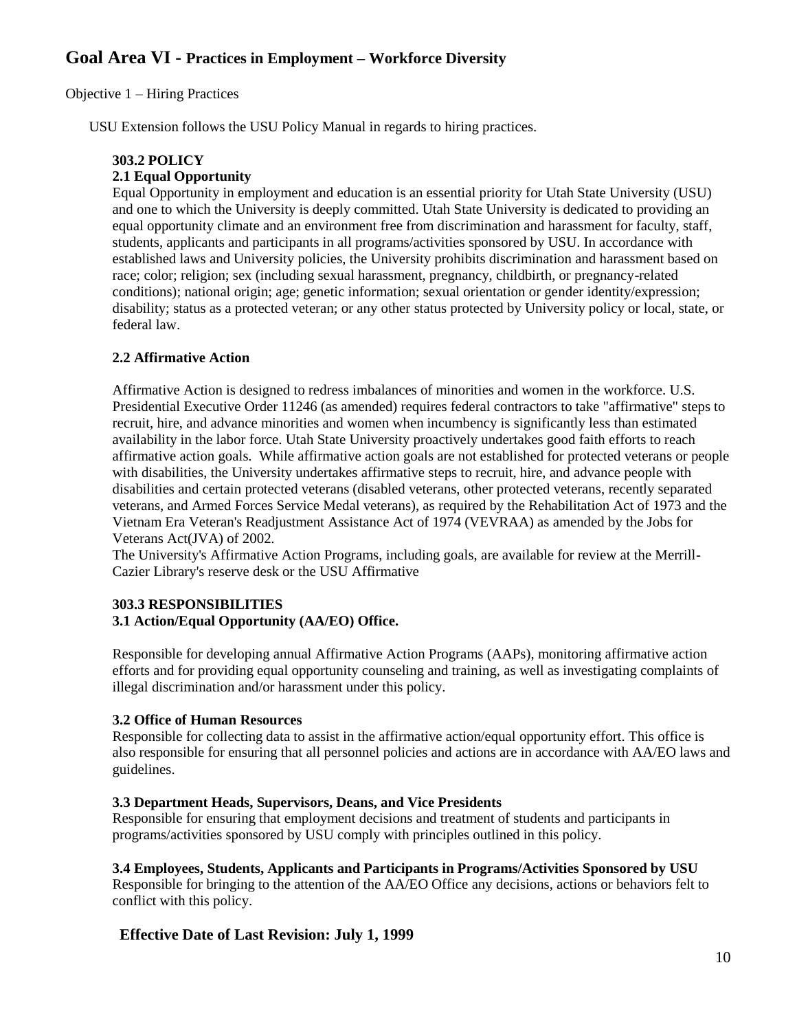## Goal Area VI - Practices in Employment – Workforce Diversity

Objective 1 – Hiring Practices

USU Extension follows the USU Policy Manual in regards to hiring practices.

**303.2 POLICY**

**2.1 Equal Opportunity**

Equal Opportunity in employment and education is an essential priority for Utah State University (USU) and one to which the University is deeply committed. Utah State University is dedicated to providing an equal opportunity climate and an environment free from discrimination and harassment for faculty, staff, students, applicants and participants in all programs/activities sponsored by USU. In accordance with established laws and University policies, the University prohibits discrimination and harassment based on race; color; religion; sex (including sexual harassment, pregnancy, childbirth, or pregnancy-related conditions); national origin; age; genetic information; sexual orientation or gender identity/expression; disability; status as a protected veteran; or any other status protected by University policy or local, state, or federal law.

**2.2 Affirmative Action**

Affirmative Action is designed to redress imbalances of minorities and women in the workforce. U.S. Presidential Executive Order 11246 (as amended) requires federal contractors to take "affirmative" steps to recruit, hire, and advance minorities and women when incumbency is significantly less than estimated availability in the labor force. Utah State University proactively undertakes good faith efforts to reach affirmative action goals. While affirmative action goals are not established for protected veterans or people with disabilities, the University undertakes affirmative steps to recruit, hire, and advance people with disabilities and certain protected veterans (disabled veterans, other protected veterans, recently separated veterans, and Armed Forces Service Medal veterans), as required by the Rehabilitation Act of 1973 and the Vietnam Era Veteran's Readjustment Assistance Act of 1974 (VEVRAA) as amended by the Jobs for Veterans Act(JVA) of 2002.

The University's Affirmative Action Programs, including goals, are available for review at the Merrill-Cazier Library's reserve desk or the USU Affirmative

**303.3 RESPONSIBILITIES**

**3.1 Action/Equal Opportunity (AA/EO) Office.**

Responsible for developing annual Affirmative Action Programs (AAPs), monitoring affirmative action efforts and for providing equal opportunity counseling and training, as well as investigating complaints of illegal discrimination and/or harassment under this policy.

**3.2 Office of Human Resources**

Responsible for collecting data to assist in the affirmative action/equal opportunity effort. This office is also responsible for ensuring that all personnel policies and actions are in accordance with AA/EO laws and guidelines.

**3.3 Department Heads, Supervisors, Deans, and Vice Presidents**

Responsible for ensuring that employment decisions and treatment of students and participants in programs/activities sponsored by USU comply with principles outlined in this policy.

**3.4 Employees, Students, Applicants and Participants in Programs/Activities Sponsored by USU**

Responsible for bringing to the attention of the AA/EO Office any decisions, actions or behaviors felt to conflict with this policy.

**Effective Date of Last Revision: July 1, 1999**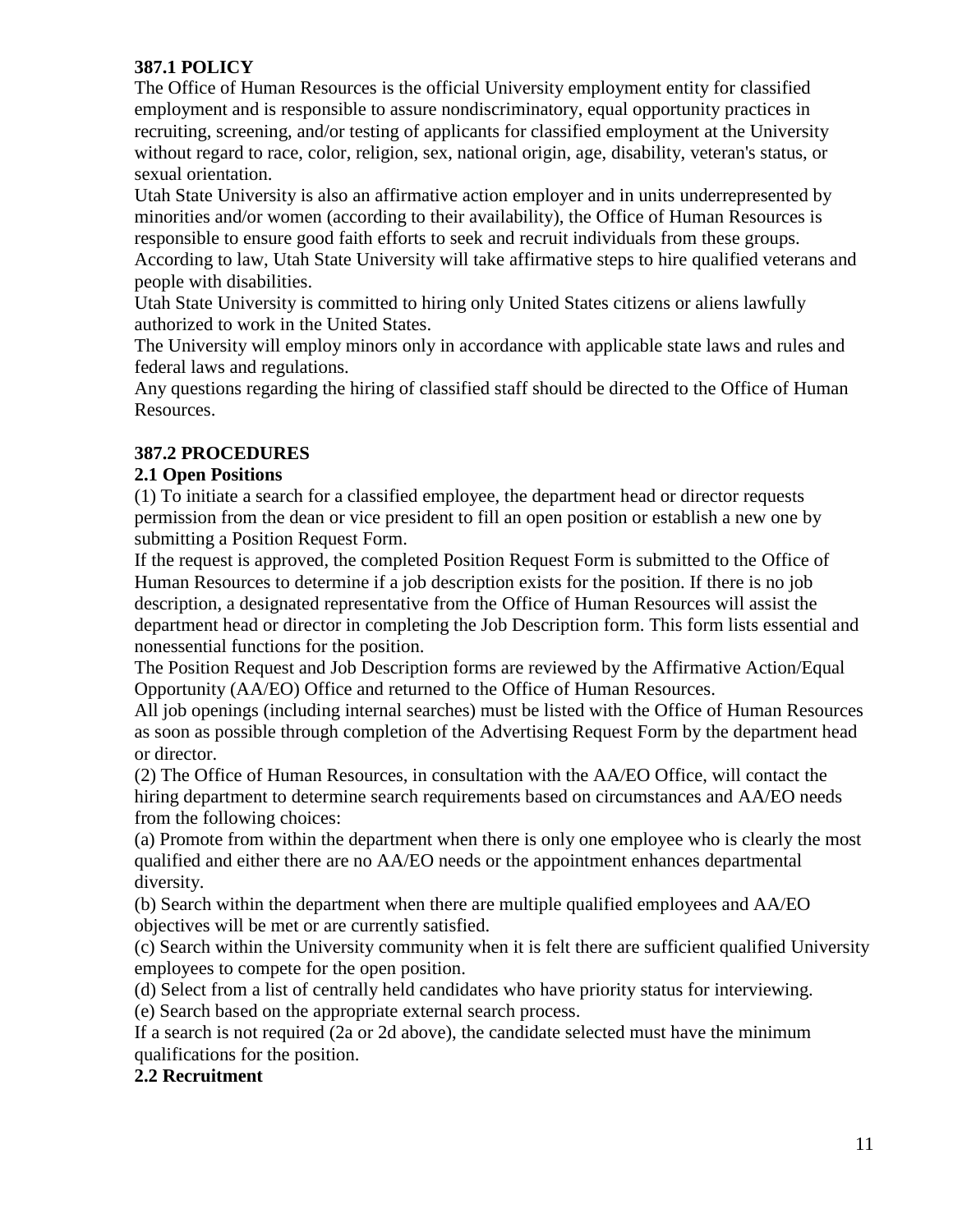**387.1 POLICY**

The Office of Human Resources is the official University employment entity for classified employment and is responsible to assure nondiscriminatory, equal opportunity practices in recruiting, screening, and/or testing of applicants for classified employment at the University without regard to race, color, religion, sex, national origin, age, disability, veteran's status, or sexual orientation.

Utah State University is also an affirmative action employer and in units underrepresented by minorities and/or women (according to their availability), the Office of Human Resources is responsible to ensure good faith efforts to seek and recruit individuals from these groups. According to law, Utah State University will take affirmative steps to hire qualified veterans and people with disabilities.

Utah State University is committed to hiring only United States citizens or aliens lawfully authorized to work in the United States.

The University will employ minors only in accordance with applicable state laws and rules and federal laws and regulations.

Any questions regarding the hiring of classified staff should be directed to the Office of Human Resources.

**387.2 PROCEDURES**

**2.1 Open Positions**

(1) To initiate a search for a classified employee, the department head or director requests permission from the dean or vice president to fill an open position or establish a new one by submitting a Position Request Form.

If the request is approved, the completed Position Request Form is submitted to the Office of Human Resources to determine if a job description exists for the position. If there is no job description, a designated representative from the Office of Human Resources will assist the department head or director in completing the Job Description form. This form lists essential and nonessential functions for the position.

The Position Request and Job Description forms are reviewed by the Affirmative Action/Equal Opportunity (AA/EO) Office and returned to the Office of Human Resources.

All job openings (including internal searches) must be listed with the Office of Human Resources as soon as possible through completion of the Advertising Request Form by the department head or director.

(2) The Office of Human Resources, in consultation with the AA/EO Office, will contact the hiring department to determine search requirements based on circumstances and AA/EO needs from the following choices:

(a) Promote from within the department when there is only one employee who is clearly the most qualified and either there are no AA/EO needs or the appointment enhances departmental diversity.

(b) Search within the department when there are multiple qualified employees and AA/EO objectives will be met or are currently satisfied.

(c) Search within the University community when it is felt there are sufficient qualified University employees to compete for the open position.

(d) Select from a list of centrally held candidates who have priority status for interviewing.

(e) Search based on the appropriate external search process.

If a search is not required (2a or 2d above), the candidate selected must have the minimum qualifications for the position.

**2.2 Recruitment**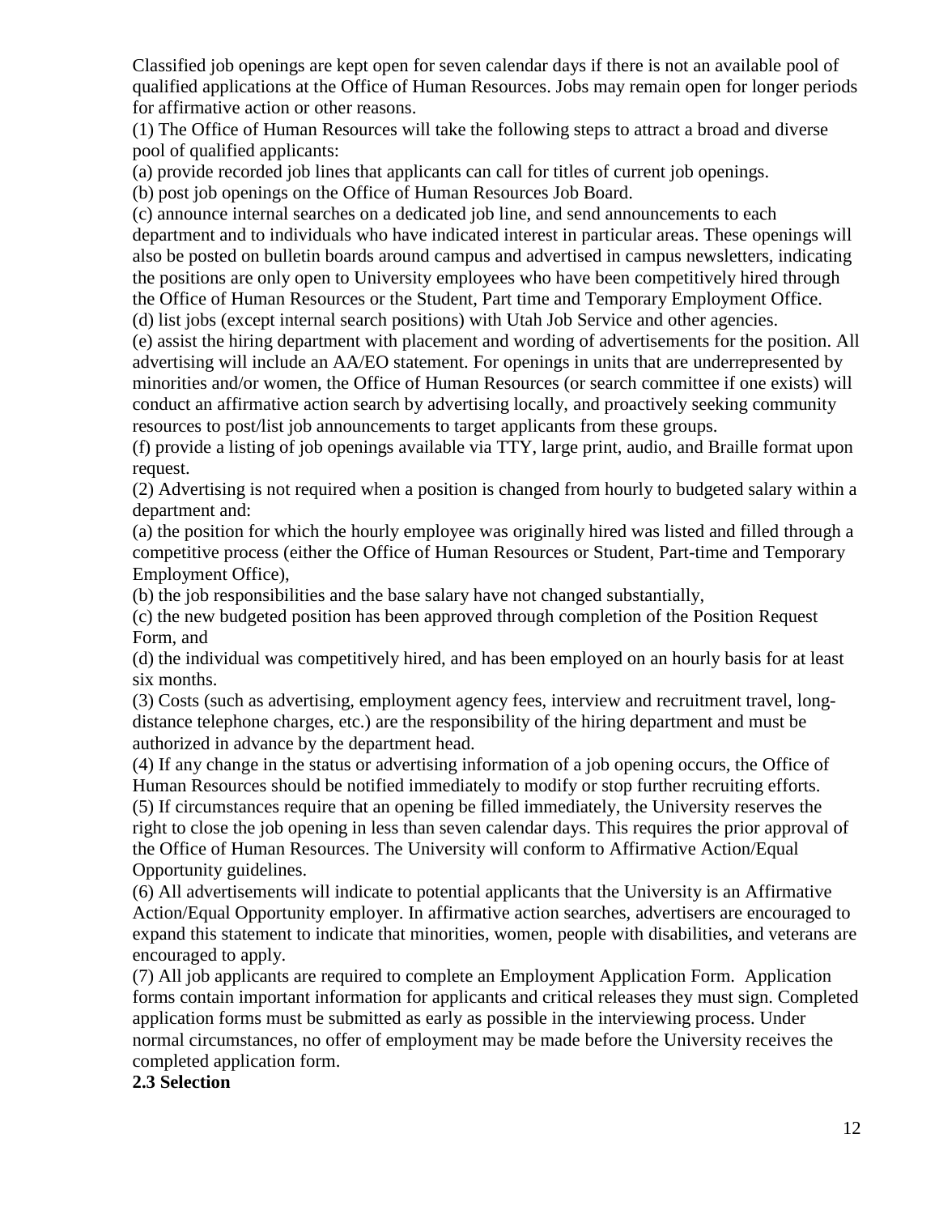Classified job openings are kept open for seven calendar days if there is not an available pool of qualified applications at the Office of Human Resources. Jobs may remain open for longer periods for affirmative action or other reasons.

(1) The Office of Human Resources will take the following steps to attract a broad and diverse pool of qualified applicants:

(a) provide recorded job lines that applicants can call for titles of current job openings.

(b) post job openings on the Office of Human Resources Job Board.

(c) announce internal searches on a dedicated job line, and send announcements to each department and to individuals who have indicated interest in particular areas. These openings will also be posted on bulletin boards around campus and advertised in campus newsletters, indicating the positions are only open to University employees who have been competitively hired through the Office of Human Resources or the Student, Part time and Temporary Employment Office.

(d) list jobs (except internal search positions) with Utah Job Service and other agencies.

(e) assist the hiring department with placement and wording of advertisements for the position. All advertising will include an AA/EO statement. For openings in units that are underrepresented by minorities and/or women, the Office of Human Resources (or search committee if one exists) will conduct an affirmative action search by advertising locally, and proactively seeking community resources to post/list job announcements to target applicants from these groups.

(f) provide a listing of job openings available via TTY, large print, audio, and Braille format upon request.

(2) Advertising is not required when a position is changed from hourly to budgeted salary within a department and:

(a) the position for which the hourly employee was originally hired was listed and filled through a competitive process (either the Office of Human Resources or Student, Part-time and Temporary Employment Office),

(b) the job responsibilities and the base salary have not changed substantially,

(c) the new budgeted position has been approved through completion of the Position Request Form, and

(d) the individual was competitively hired, and has been employed on an hourly basis for at least six months.

(3) Costs (such as advertising, employment agency fees, interview and recruitment travel, long-distance telephone charges, etc.) are the responsibility of the hiring department and must be authorized in advance by the department head.

(4) If any change in the status or advertising information of a job opening occurs, the Office of Human Resources should be notified immediately to modify or stop further recruiting efforts.

(5) If circumstances require that an opening be filled immediately, the University reserves the right to close the job opening in less than seven calendar days. This requires the prior approval of the Office of Human Resources. The University will conform to Affirmative Action/Equal Opportunity guidelines.

(6) All advertisements will indicate to potential applicants that the University is an Affirmative Action/Equal Opportunity employer. In affirmative action searches, advertisers are encouraged to expand this statement to indicate that minorities, women, people with disabilities, and veterans are encouraged to apply.

(7) All job applicants are required to complete an Employment Application Form. Application forms contain important information for applicants and critical releases they must sign. Completed application forms must be submitted as early as possible in the interviewing process. Under normal circumstances, no offer of employment may be made before the University receives the completed application form.

**2.3 Selection**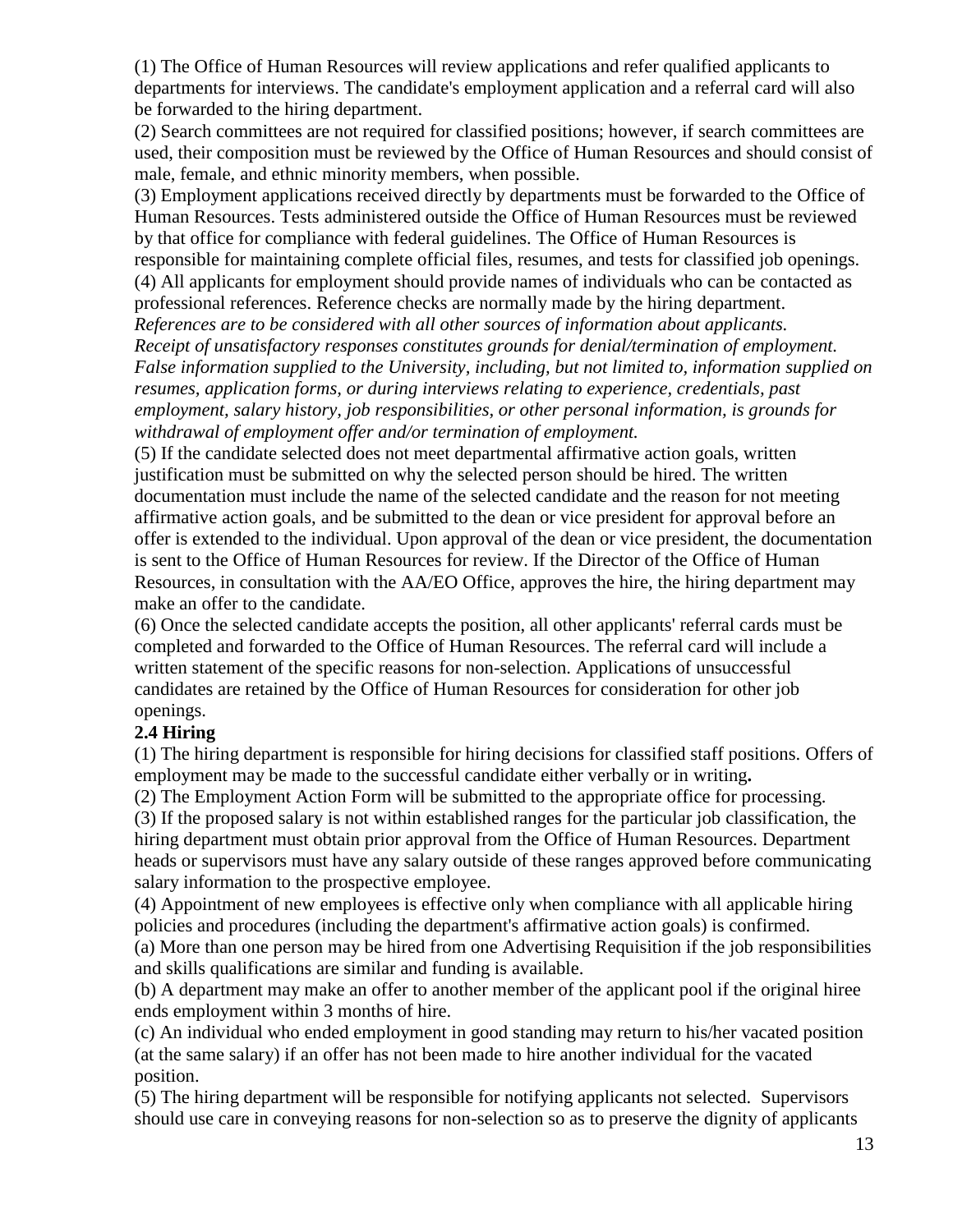(1) The Office of Human Resources will review applications and refer qualified applicants to departments for interviews. The candidate's employment application and a referral card will also be forwarded to the hiring department.

(2) Search committees are not required for classified positions; however, if search committees are used, their composition must be reviewed by the Office of Human Resources and should consist of male, female, and ethnic minority members, when possible.

(3) Employment applications received directly by departments must be forwarded to the Office of Human Resources. Tests administered outside the Office of Human Resources must be reviewed by that office for compliance with federal guidelines. The Office of Human Resources is responsible for maintaining complete official files, resumes, and tests for classified job openings.

(4) All applicants for employment should provide names of individuals who can be contacted as professional references. Reference checks are normally made by the hiring department. *References are to be considered with all other sources of information about applicants. Receipt of unsatisfactory responses constitutes grounds for denial/termination of employment. False information supplied to the University, including, but not limited to, information supplied on resumes, application forms, or during interviews relating to experience, credentials, past employment, salary history, job responsibilities, or other personal information, is grounds for withdrawal of employment offer and/or termination of employment.*

(5) If the candidate selected does not meet departmental affirmative action goals, written justification must be submitted on why the selected person should be hired. The written documentation must include the name of the selected candidate and the reason for not meeting affirmative action goals, and be submitted to the dean or vice president for approval before an offer is extended to the individual. Upon approval of the dean or vice president, the documentation is sent to the Office of Human Resources for review. If the Director of the Office of Human Resources, in consultation with the AA/EO Office, approves the hire, the hiring department may make an offer to the candidate.

(6) Once the selected candidate accepts the position, all other applicants' referral cards must be completed and forwarded to the Office of Human Resources. The referral card will include a written statement of the specific reasons for non-selection. Applications of unsuccessful candidates are retained by the Office of Human Resources for consideration for other job openings.

**2.4 Hiring**

(1) The hiring department is responsible for hiring decisions for classified staff positions. Offers of employment may be made to the successful candidate either verbally or in writing**.**

(2) The Employment Action Form will be submitted to the appropriate office for processing.

(3) If the proposed salary is not within established ranges for the particular job classification, the hiring department must obtain prior approval from the Office of Human Resources. Department heads or supervisors must have any salary outside of these ranges approved before communicating salary information to the prospective employee.

(4) Appointment of new employees is effective only when compliance with all applicable hiring policies and procedures (including the department's affirmative action goals) is confirmed.

(a) More than one person may be hired from one Advertising Requisition if the job responsibilities and skills qualifications are similar and funding is available.

(b) A department may make an offer to another member of the applicant pool if the original hiree ends employment within 3 months of hire.

(c) An individual who ended employment in good standing may return to his/her vacated position (at the same salary) if an offer has not been made to hire another individual for the vacated position.

(5) The hiring department will be responsible for notifying applicants not selected. Supervisors should use care in conveying reasons for non-selection so as to preserve the dignity of applicants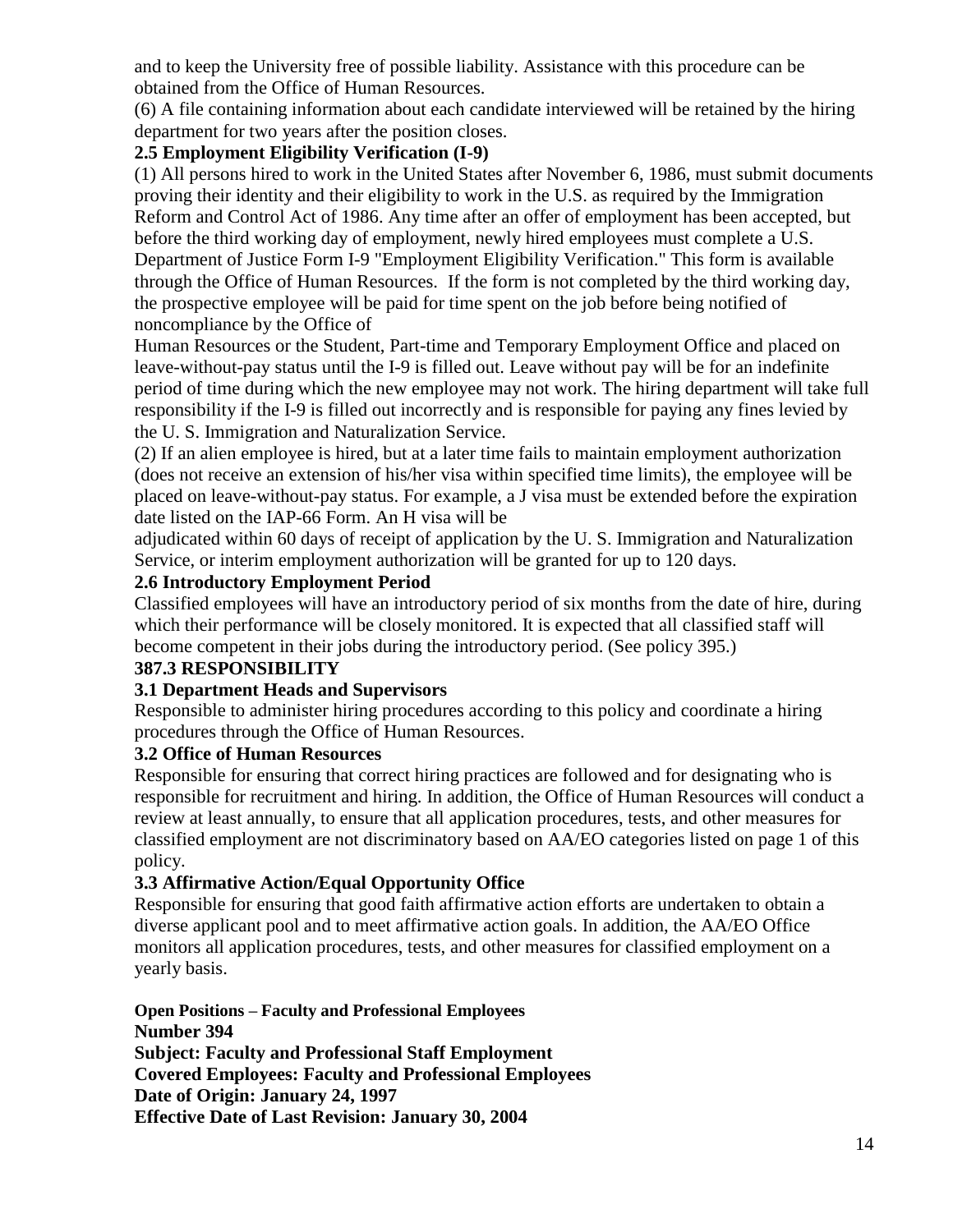and to keep the University free of possible liability. Assistance with this procedure can be obtained from the Office of Human Resources.

(6) A file containing information about each candidate interviewed will be retained by the hiring department for two years after the position closes.

**2.5 Employment Eligibility Verification (I-9)**

(1) All persons hired to work in the United States after November 6, 1986, must submit documents proving their identity and their eligibility to work in the U.S. as required by the Immigration Reform and Control Act of 1986. Any time after an offer of employment has been accepted, but before the third working day of employment, newly hired employees must complete a U.S. Department of Justice Form I-9 "Employment Eligibility Verification." This form is available through the Office of Human Resources. If the form is not completed by the third working day, the prospective employee will be paid for time spent on the job before being notified of noncompliance by the Office of Human Resources or the Student, Part-time and Temporary Employment Office and placed on leave-without-pay status until the I-9 is filled out. Leave without pay will be for an indefinite period of time during which the new employee may not work. The hiring department will take full responsibility if the I-9 is filled out incorrectly and is responsible for paying any fines levied by the U. S. Immigration and Naturalization Service.

(2) If an alien employee is hired, but at a later time fails to maintain employment authorization (does not receive an extension of his/her visa within specified time limits), the employee will be placed on leave-without-pay status. For example, a J visa must be extended before the expiration date listed on the IAP-66 Form. An H visa will be adjudicated within 60 days of receipt of application by the U. S. Immigration and Naturalization Service, or interim employment authorization will be granted for up to 120 days.

**2.6 Introductory Employment Period**

Classified employees will have an introductory period of six months from the date of hire, during which their performance will be closely monitored. It is expected that all classified staff will become competent in their jobs during the introductory period. (See policy 395.)

**387.3 RESPONSIBILITY**

**3.1 Department Heads and Supervisors**

Responsible to administer hiring procedures according to this policy and coordinate a hiring procedures through the Office of Human Resources.

**3.2 Office of Human Resources**

Responsible for ensuring that correct hiring practices are followed and for designating who is responsible for recruitment and hiring. In addition, the Office of Human Resources will conduct a review at least annually, to ensure that all application procedures, tests, and other measures for classified employment are not discriminatory based on AA/EO categories listed on page 1 of this policy.

**3.3 Affirmative Action/Equal Opportunity Office**

Responsible for ensuring that good faith affirmative action efforts are undertaken to obtain a diverse applicant pool and to meet affirmative action goals. In addition, the AA/EO Office monitors all application procedures, tests, and other measures for classified employment on a yearly basis.

**Open Positions – Faculty and Professional Employees**

**Number 394**

**Subject: Faculty and Professional Staff Employment**

**Covered Employees: Faculty and Professional Employees**

**Date of Origin: January 24, 1997**

**Effective Date of Last Revision: January 30, 2004**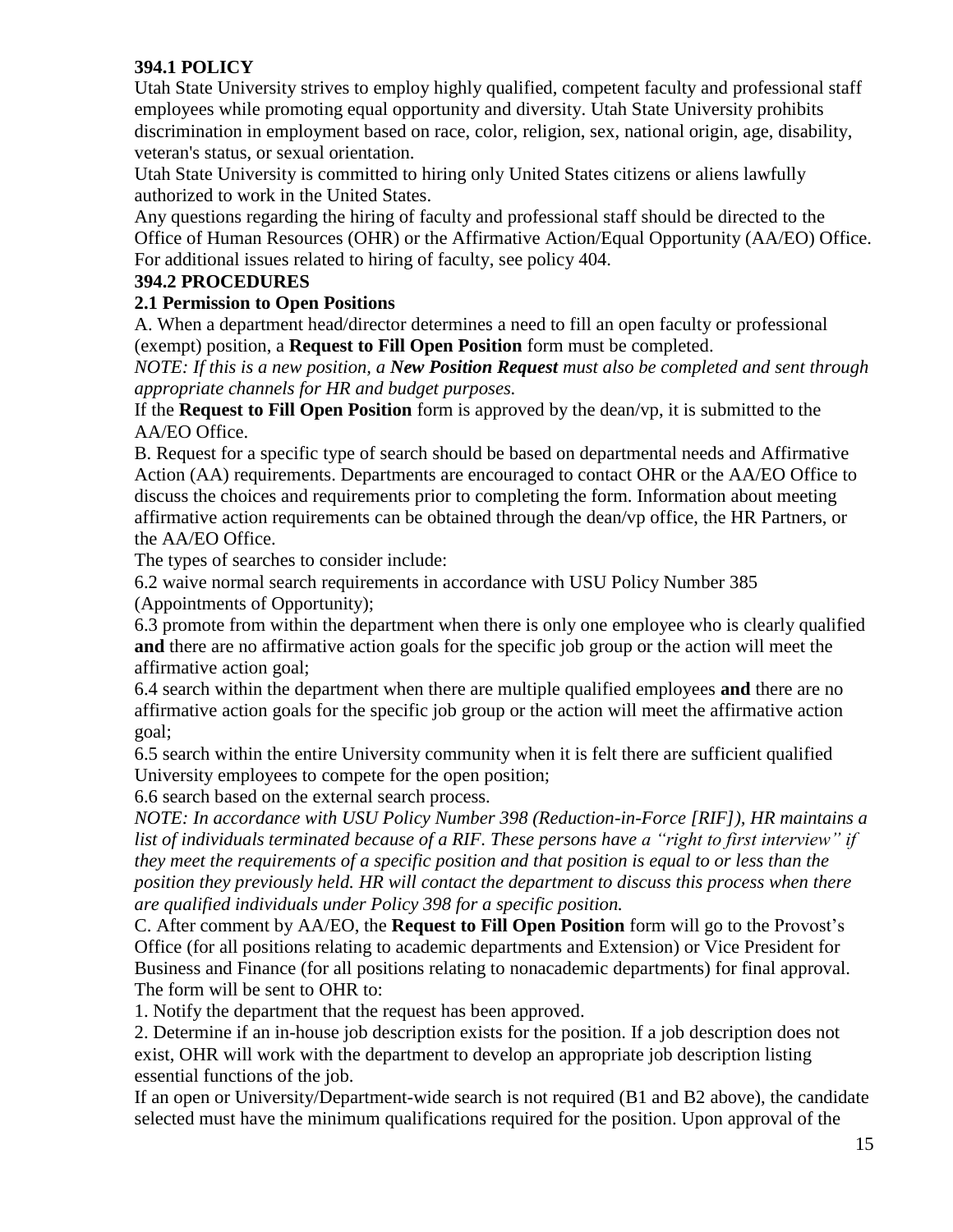**394.1 POLICY**

Utah State University strives to employ highly qualified, competent faculty and professional staff employees while promoting equal opportunity and diversity. Utah State University prohibits discrimination in employment based on race, color, religion, sex, national origin, age, disability, veteran's status, or sexual orientation.

Utah State University is committed to hiring only United States citizens or aliens lawfully authorized to work in the United States.

Any questions regarding the hiring of faculty and professional staff should be directed to the Office of Human Resources (OHR) or the Affirmative Action/Equal Opportunity (AA/EO) Office. For additional issues related to hiring of faculty, see policy 404.

**394.2 PROCEDURES**

**2.1 Permission to Open Positions**

A. When a department head/director determines a need to fill an open faculty or professional (exempt) position, a **Request to Fill Open Position** form must be completed.

*NOTE: If this is a new position, a* ***New Position Request*** *must also be completed and sent through appropriate channels for HR and budget purposes.*

If the **Request to Fill Open Position** form is approved by the dean/vp, it is submitted to the AA/EO Office.

B. Request for a specific type of search should be based on departmental needs and Affirmative Action (AA) requirements. Departments are encouraged to contact OHR or the AA/EO Office to discuss the choices and requirements prior to completing the form. Information about meeting affirmative action requirements can be obtained through the dean/vp office, the HR Partners, or the AA/EO Office.

The types of searches to consider include:

6.2 waive normal search requirements in accordance with USU Policy Number 385 (Appointments of Opportunity);

6.3 promote from within the department when there is only one employee who is clearly qualified **and** there are no affirmative action goals for the specific job group or the action will meet the affirmative action goal;

6.4 search within the department when there are multiple qualified employees **and** there are no affirmative action goals for the specific job group or the action will meet the affirmative action goal;

6.5 search within the entire University community when it is felt there are sufficient qualified University employees to compete for the open position;

6.6 search based on the external search process.

*NOTE: In accordance with USU Policy Number 398 (Reduction-in-Force [RIF]), HR maintains a list of individuals terminated because of a RIF. These persons have a "right to first interview" if they meet the requirements of a specific position and that position is equal to or less than the position they previously held. HR will contact the department to discuss this process when there are qualified individuals under Policy 398 for a specific position.*

C. After comment by AA/EO, the **Request to Fill Open Position** form will go to the Provost's Office (for all positions relating to academic departments and Extension) or Vice President for Business and Finance (for all positions relating to nonacademic departments) for final approval. The form will be sent to OHR to:

1. Notify the department that the request has been approved.
2. Determine if an in-house job description exists for the position. If a job description does not exist, OHR will work with the department to develop an appropriate job description listing essential functions of the job.

If an open or University/Department-wide search is not required (B1 and B2 above), the candidate selected must have the minimum qualifications required for the position. Upon approval of the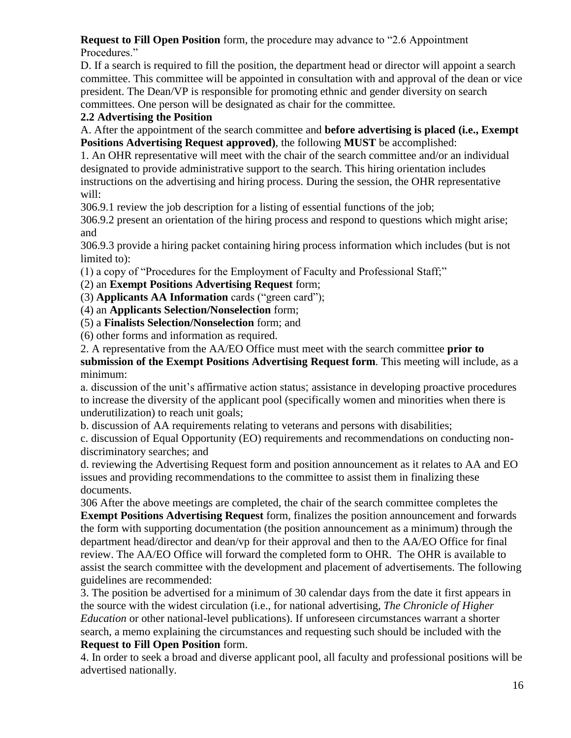**Request to Fill Open Position** form, the procedure may advance to "2.6 Appointment Procedures."

D. If a search is required to fill the position, the department head or director will appoint a search committee. This committee will be appointed in consultation with and approval of the dean or vice president. The Dean/VP is responsible for promoting ethnic and gender diversity on search committees. One person will be designated as chair for the committee.

**2.2 Advertising the Position**

A. After the appointment of the search committee and **before advertising is placed (i.e., Exempt Positions Advertising Request approved)**, the following **MUST** be accomplished:

1. An OHR representative will meet with the chair of the search committee and/or an individual designated to provide administrative support to the search. This hiring orientation includes instructions on the advertising and hiring process. During the session, the OHR representative will:

306.9.1 review the job description for a listing of essential functions of the job;

306.9.2 present an orientation of the hiring process and respond to questions which might arise; and

306.9.3 provide a hiring packet containing hiring process information which includes (but is not limited to):

(1) a copy of "Procedures for the Employment of Faculty and Professional Staff;"

(2) an **Exempt Positions Advertising Request** form;

(3) **Applicants AA Information** cards ("green card");

(4) an **Applicants Selection/Nonselection** form;

(5) a **Finalists Selection/Nonselection** form; and

(6) other forms and information as required.

2. A representative from the AA/EO Office must meet with the search committee **prior to submission of the Exempt Positions Advertising Request form**. This meeting will include, as a minimum:

a. discussion of the unit's affirmative action status; assistance in developing proactive procedures to increase the diversity of the applicant pool (specifically women and minorities when there is underutilization) to reach unit goals;

b. discussion of AA requirements relating to veterans and persons with disabilities;

c. discussion of Equal Opportunity (EO) requirements and recommendations on conducting non-discriminatory searches; and

d. reviewing the Advertising Request form and position announcement as it relates to AA and EO issues and providing recommendations to the committee to assist them in finalizing these documents.

306 After the above meetings are completed, the chair of the search committee completes the **Exempt Positions Advertising Request** form, finalizes the position announcement and forwards the form with supporting documentation (the position announcement as a minimum) through the department head/director and dean/vp for their approval and then to the AA/EO Office for final review. The AA/EO Office will forward the completed form to OHR. The OHR is available to assist the search committee with the development and placement of advertisements. The following guidelines are recommended:

3. The position be advertised for a minimum of 30 calendar days from the date it first appears in the source with the widest circulation (i.e., for national advertising, *The Chronicle of Higher Education* or other national-level publications). If unforeseen circumstances warrant a shorter search, a memo explaining the circumstances and requesting such should be included with the **Request to Fill Open Position** form.

4. In order to seek a broad and diverse applicant pool, all faculty and professional positions will be advertised nationally.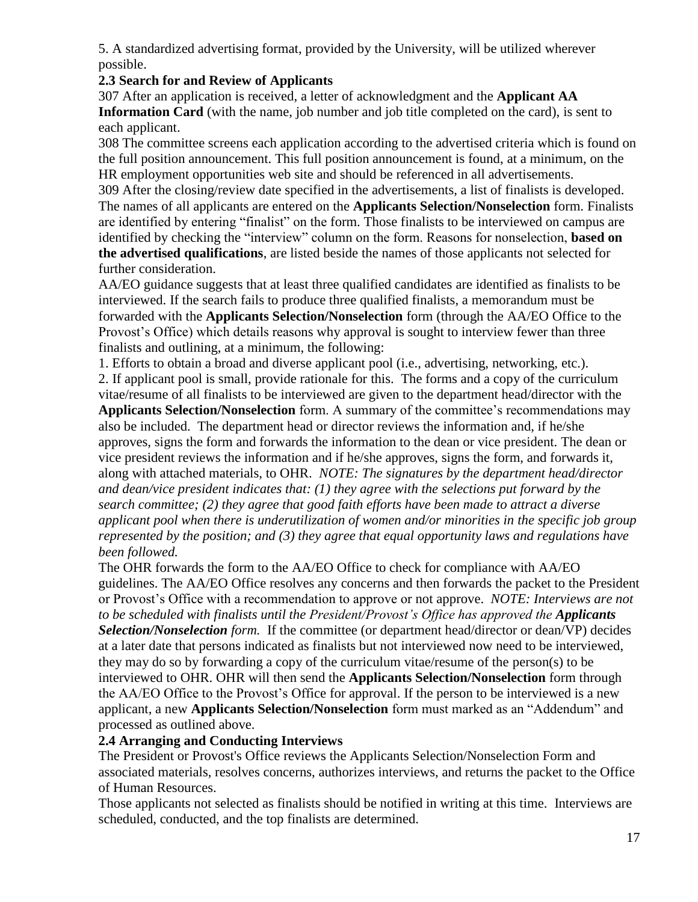5. A standardized advertising format, provided by the University, will be utilized wherever possible.

### 2.3 Search for and Review of Applicants

307 After an application is received, a letter of acknowledgment and the **Applicant AA Information Card** (with the name, job number and job title completed on the card), is sent to each applicant.

308 The committee screens each application according to the advertised criteria which is found on the full position announcement. This full position announcement is found, at a minimum, on the HR employment opportunities web site and should be referenced in all advertisements.

309 After the closing/review date specified in the advertisements, a list of finalists is developed. The names of all applicants are entered on the **Applicants Selection/Nonselection** form. Finalists are identified by entering "finalist" on the form. Those finalists to be interviewed on campus are identified by checking the "interview" column on the form. Reasons for nonselection, **based on the advertised qualifications**, are listed beside the names of those applicants not selected for further consideration.

AA/EO guidance suggests that at least three qualified candidates are identified as finalists to be interviewed. If the search fails to produce three qualified finalists, a memorandum must be forwarded with the **Applicants Selection/Nonselection** form (through the AA/EO Office to the Provost's Office) which details reasons why approval is sought to interview fewer than three finalists and outlining, at a minimum, the following:

1. Efforts to obtain a broad and diverse applicant pool (i.e., advertising, networking, etc.).
2. If applicant pool is small, provide rationale for this. The forms and a copy of the curriculum vitae/resume of all finalists to be interviewed are given to the department head/director with the **Applicants Selection/Nonselection** form. A summary of the committee's recommendations may also be included. The department head or director reviews the information and, if he/she approves, signs the form and forwards the information to the dean or vice president. The dean or vice president reviews the information and if he/she approves, signs the form, and forwards it, along with attached materials, to OHR. *NOTE: The signatures by the department head/director and dean/vice president indicates that: (1) they agree with the selections put forward by the search committee; (2) they agree that good faith efforts have been made to attract a diverse applicant pool when there is underutilization of women and/or minorities in the specific job group represented by the position; and (3) they agree that equal opportunity laws and regulations have been followed.*

The OHR forwards the form to the AA/EO Office to check for compliance with AA/EO guidelines. The AA/EO Office resolves any concerns and then forwards the packet to the President or Provost's Office with a recommendation to approve or not approve. *NOTE: Interviews are not to be scheduled with finalists until the President/Provost's Office has approved the **Applicants Selection/Nonselection** form.* If the committee (or department head/director or dean/VP) decides at a later date that persons indicated as finalists but not interviewed now need to be interviewed, they may do so by forwarding a copy of the curriculum vitae/resume of the person(s) to be interviewed to OHR. OHR will then send the **Applicants Selection/Nonselection** form through the AA/EO Office to the Provost's Office for approval. If the person to be interviewed is a new applicant, a new **Applicants Selection/Nonselection** form must marked as an "Addendum" and processed as outlined above.

### 2.4 Arranging and Conducting Interviews

The President or Provost's Office reviews the Applicants Selection/Nonselection Form and associated materials, resolves concerns, authorizes interviews, and returns the packet to the Office of Human Resources.

Those applicants not selected as finalists should be notified in writing at this time. Interviews are scheduled, conducted, and the top finalists are determined.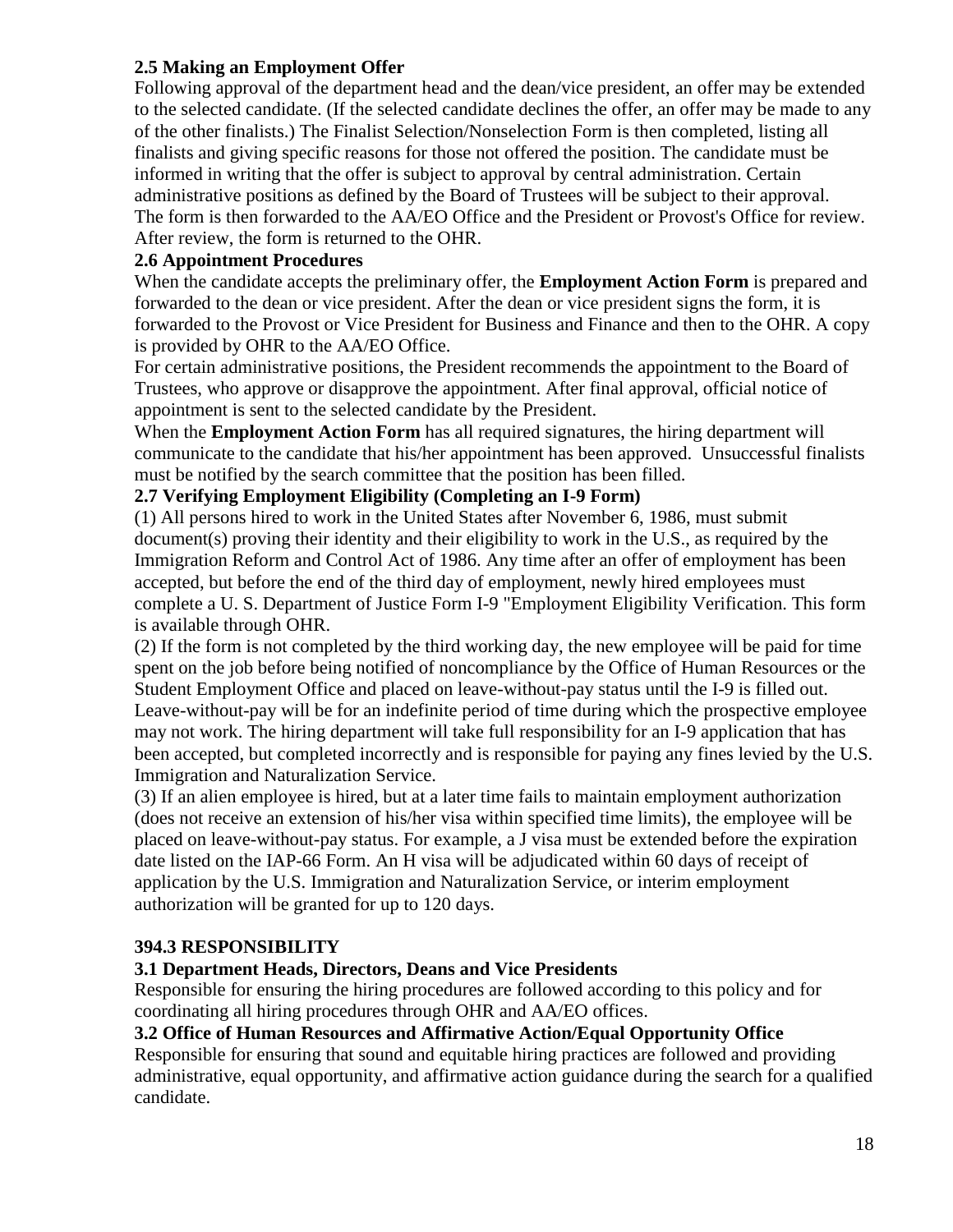**2.5 Making an Employment Offer**

Following approval of the department head and the dean/vice president, an offer may be extended to the selected candidate. (If the selected candidate declines the offer, an offer may be made to any of the other finalists.) The Finalist Selection/Nonselection Form is then completed, listing all finalists and giving specific reasons for those not offered the position. The candidate must be informed in writing that the offer is subject to approval by central administration. Certain administrative positions as defined by the Board of Trustees will be subject to their approval. The form is then forwarded to the AA/EO Office and the President or Provost's Office for review. After review, the form is returned to the OHR.

**2.6 Appointment Procedures**

When the candidate accepts the preliminary offer, the **Employment Action Form** is prepared and forwarded to the dean or vice president. After the dean or vice president signs the form, it is forwarded to the Provost or Vice President for Business and Finance and then to the OHR. A copy is provided by OHR to the AA/EO Office.

For certain administrative positions, the President recommends the appointment to the Board of Trustees, who approve or disapprove the appointment. After final approval, official notice of appointment is sent to the selected candidate by the President.

When the **Employment Action Form** has all required signatures, the hiring department will communicate to the candidate that his/her appointment has been approved. Unsuccessful finalists must be notified by the search committee that the position has been filled.

**2.7 Verifying Employment Eligibility (Completing an I-9 Form)**

(1) All persons hired to work in the United States after November 6, 1986, must submit document(s) proving their identity and their eligibility to work in the U.S., as required by the Immigration Reform and Control Act of 1986. Any time after an offer of employment has been accepted, but before the end of the third day of employment, newly hired employees must complete a U. S. Department of Justice Form I-9 "Employment Eligibility Verification. This form is available through OHR.

(2) If the form is not completed by the third working day, the new employee will be paid for time spent on the job before being notified of noncompliance by the Office of Human Resources or the Student Employment Office and placed on leave-without-pay status until the I-9 is filled out. Leave-without-pay will be for an indefinite period of time during which the prospective employee may not work. The hiring department will take full responsibility for an I-9 application that has been accepted, but completed incorrectly and is responsible for paying any fines levied by the U.S. Immigration and Naturalization Service.

(3) If an alien employee is hired, but at a later time fails to maintain employment authorization (does not receive an extension of his/her visa within specified time limits), the employee will be placed on leave-without-pay status. For example, a J visa must be extended before the expiration date listed on the IAP-66 Form. An H visa will be adjudicated within 60 days of receipt of application by the U.S. Immigration and Naturalization Service, or interim employment authorization will be granted for up to 120 days.

**394.3 RESPONSIBILITY**

**3.1 Department Heads, Directors, Deans and Vice Presidents**

Responsible for ensuring the hiring procedures are followed according to this policy and for coordinating all hiring procedures through OHR and AA/EO offices.

**3.2 Office of Human Resources and Affirmative Action/Equal Opportunity Office**

Responsible for ensuring that sound and equitable hiring practices are followed and providing administrative, equal opportunity, and affirmative action guidance during the search for a qualified candidate.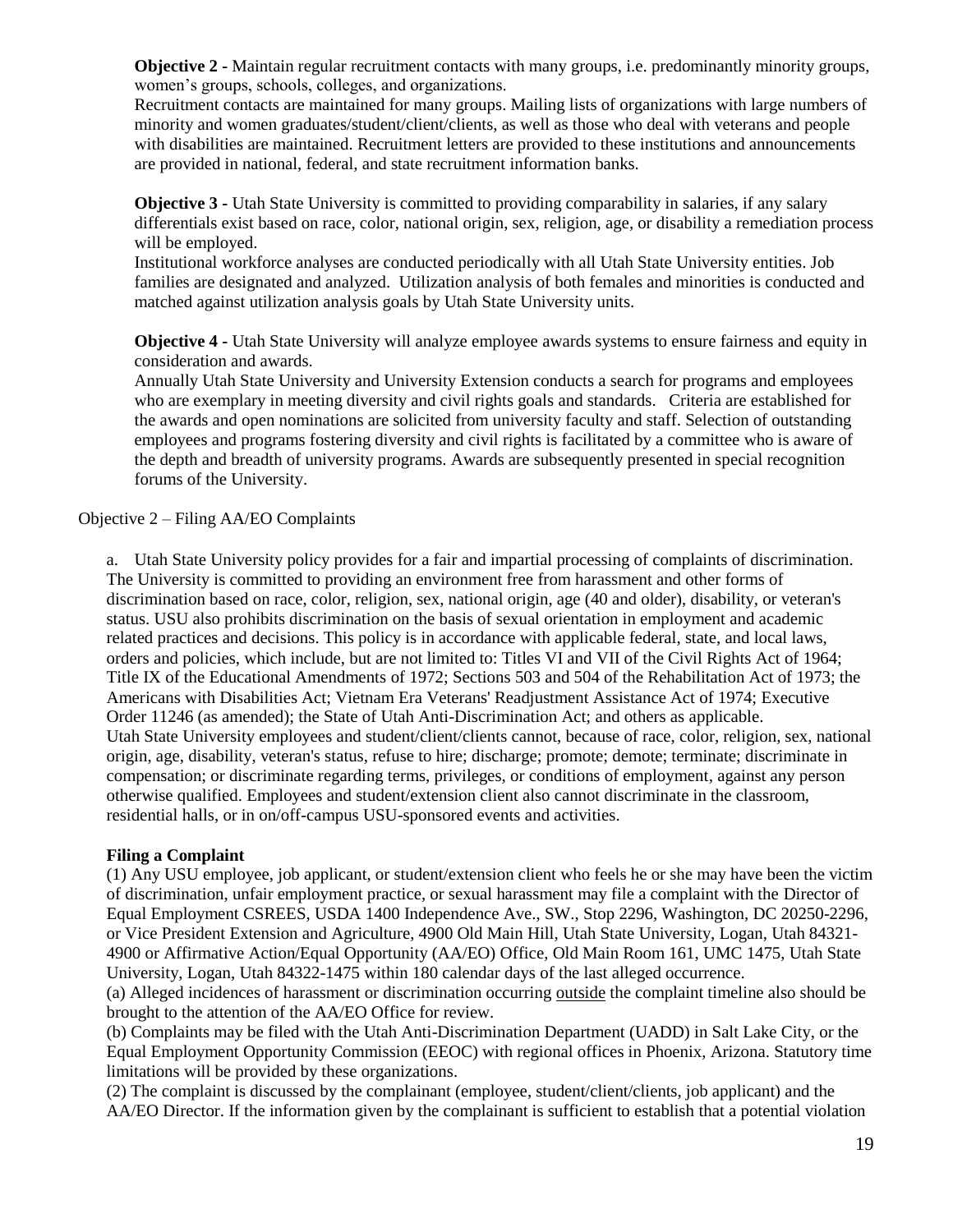**Objective 2 -** Maintain regular recruitment contacts with many groups, i.e. predominantly minority groups, women's groups, schools, colleges, and organizations.
Recruitment contacts are maintained for many groups. Mailing lists of organizations with large numbers of minority and women graduates/student/client/clients, as well as those who deal with veterans and people with disabilities are maintained. Recruitment letters are provided to these institutions and announcements are provided in national, federal, and state recruitment information banks.

**Objective 3 -** Utah State University is committed to providing comparability in salaries, if any salary differentials exist based on race, color, national origin, sex, religion, age, or disability a remediation process will be employed.
Institutional workforce analyses are conducted periodically with all Utah State University entities. Job families are designated and analyzed. Utilization analysis of both females and minorities is conducted and matched against utilization analysis goals by Utah State University units.

**Objective 4 -** Utah State University will analyze employee awards systems to ensure fairness and equity in consideration and awards.
Annually Utah State University and University Extension conducts a search for programs and employees who are exemplary in meeting diversity and civil rights goals and standards. Criteria are established for the awards and open nominations are solicited from university faculty and staff. Selection of outstanding employees and programs fostering diversity and civil rights is facilitated by a committee who is aware of the depth and breadth of university programs. Awards are subsequently presented in special recognition forums of the University.

Objective 2 – Filing AA/EO Complaints

a. Utah State University policy provides for a fair and impartial processing of complaints of discrimination. The University is committed to providing an environment free from harassment and other forms of discrimination based on race, color, religion, sex, national origin, age (40 and older), disability, or veteran's status. USU also prohibits discrimination on the basis of sexual orientation in employment and academic related practices and decisions. This policy is in accordance with applicable federal, state, and local laws, orders and policies, which include, but are not limited to: Titles VI and VII of the Civil Rights Act of 1964; Title IX of the Educational Amendments of 1972; Sections 503 and 504 of the Rehabilitation Act of 1973; the Americans with Disabilities Act; Vietnam Era Veterans' Readjustment Assistance Act of 1974; Executive Order 11246 (as amended); the State of Utah Anti-Discrimination Act; and others as applicable.
Utah State University employees and student/client/clients cannot, because of race, color, religion, sex, national origin, age, disability, veteran's status, refuse to hire; discharge; promote; demote; terminate; discriminate in compensation; or discriminate regarding terms, privileges, or conditions of employment, against any person otherwise qualified. Employees and student/extension client also cannot discriminate in the classroom, residential halls, or in on/off-campus USU-sponsored events and activities.

**Filing a Complaint**

(1) Any USU employee, job applicant, or student/extension client who feels he or she may have been the victim of discrimination, unfair employment practice, or sexual harassment may file a complaint with the Director of Equal Employment CSREES, USDA 1400 Independence Ave., SW., Stop 2296, Washington, DC 20250-2296, or Vice President Extension and Agriculture, 4900 Old Main Hill, Utah State University, Logan, Utah 84321-4900 or Affirmative Action/Equal Opportunity (AA/EO) Office, Old Main Room 161, UMC 1475, Utah State University, Logan, Utah 84322-1475 within 180 calendar days of the last alleged occurrence.

(a) Alleged incidences of harassment or discrimination occurring <u>outside</u> the complaint timeline also should be brought to the attention of the AA/EO Office for review.

(b) Complaints may be filed with the Utah Anti-Discrimination Department (UADD) in Salt Lake City, or the Equal Employment Opportunity Commission (EEOC) with regional offices in Phoenix, Arizona. Statutory time limitations will be provided by these organizations.

(2) The complaint is discussed by the complainant (employee, student/client/clients, job applicant) and the AA/EO Director. If the information given by the complainant is sufficient to establish that a potential violation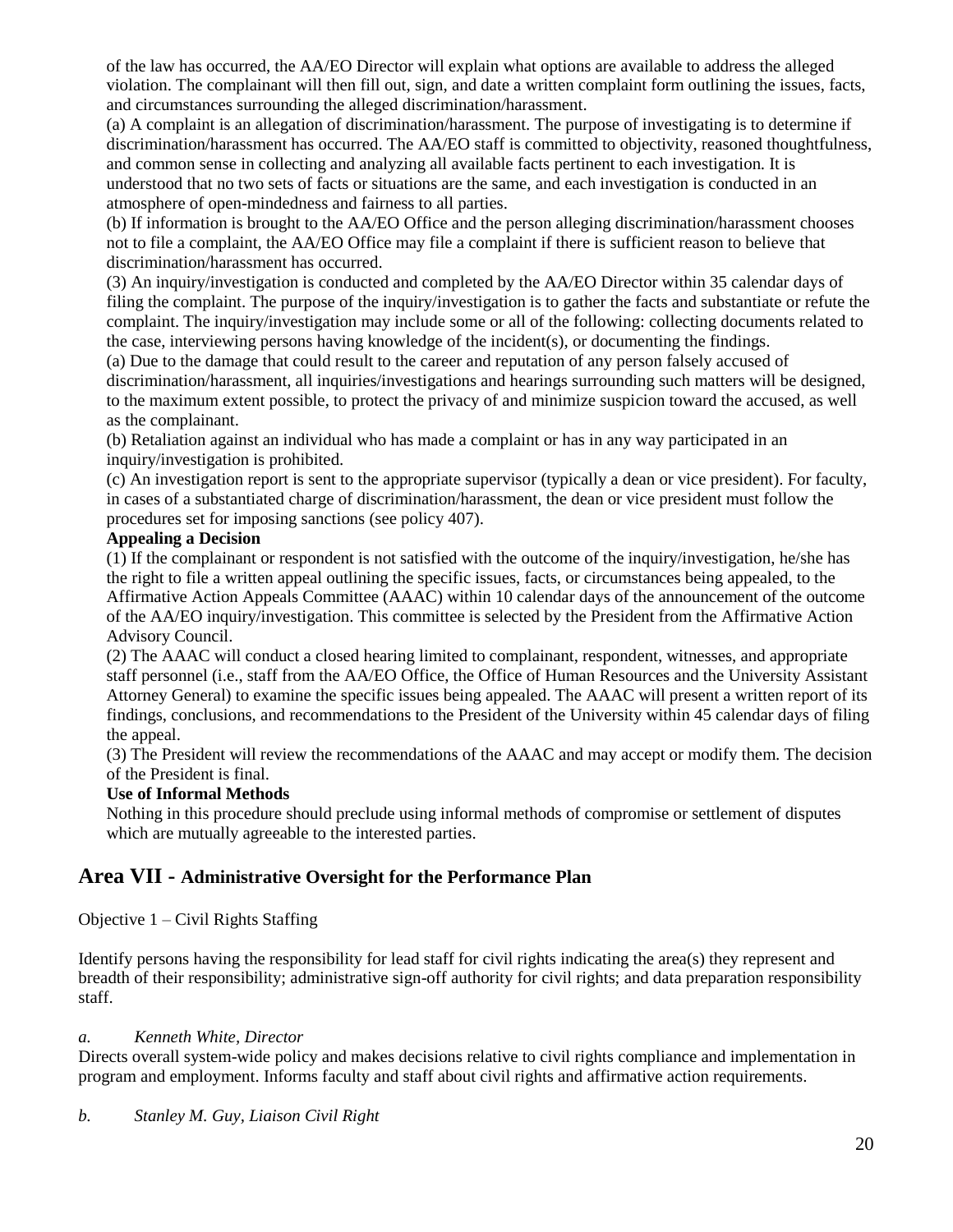of the law has occurred, the AA/EO Director will explain what options are available to address the alleged violation. The complainant will then fill out, sign, and date a written complaint form outlining the issues, facts, and circumstances surrounding the alleged discrimination/harassment.

(a) A complaint is an allegation of discrimination/harassment. The purpose of investigating is to determine if discrimination/harassment has occurred. The AA/EO staff is committed to objectivity, reasoned thoughtfulness, and common sense in collecting and analyzing all available facts pertinent to each investigation. It is understood that no two sets of facts or situations are the same, and each investigation is conducted in an atmosphere of open-mindedness and fairness to all parties.

(b) If information is brought to the AA/EO Office and the person alleging discrimination/harassment chooses not to file a complaint, the AA/EO Office may file a complaint if there is sufficient reason to believe that discrimination/harassment has occurred.

(3) An inquiry/investigation is conducted and completed by the AA/EO Director within 35 calendar days of filing the complaint. The purpose of the inquiry/investigation is to gather the facts and substantiate or refute the complaint. The inquiry/investigation may include some or all of the following: collecting documents related to the case, interviewing persons having knowledge of the incident(s), or documenting the findings.

(a) Due to the damage that could result to the career and reputation of any person falsely accused of discrimination/harassment, all inquiries/investigations and hearings surrounding such matters will be designed, to the maximum extent possible, to protect the privacy of and minimize suspicion toward the accused, as well as the complainant.

(b) Retaliation against an individual who has made a complaint or has in any way participated in an inquiry/investigation is prohibited.

(c) An investigation report is sent to the appropriate supervisor (typically a dean or vice president). For faculty, in cases of a substantiated charge of discrimination/harassment, the dean or vice president must follow the procedures set for imposing sanctions (see policy 407).

**Appealing a Decision**

(1) If the complainant or respondent is not satisfied with the outcome of the inquiry/investigation, he/she has the right to file a written appeal outlining the specific issues, facts, or circumstances being appealed, to the Affirmative Action Appeals Committee (AAAC) within 10 calendar days of the announcement of the outcome of the AA/EO inquiry/investigation. This committee is selected by the President from the Affirmative Action Advisory Council.

(2) The AAAC will conduct a closed hearing limited to complainant, respondent, witnesses, and appropriate staff personnel (i.e., staff from the AA/EO Office, the Office of Human Resources and the University Assistant Attorney General) to examine the specific issues being appealed. The AAAC will present a written report of its findings, conclusions, and recommendations to the President of the University within 45 calendar days of filing the appeal.

(3) The President will review the recommendations of the AAAC and may accept or modify them. The decision of the President is final.

**Use of Informal Methods**

Nothing in this procedure should preclude using informal methods of compromise or settlement of disputes which are mutually agreeable to the interested parties.

## Area VII - Administrative Oversight for the Performance Plan

Objective 1 – Civil Rights Staffing

Identify persons having the responsibility for lead staff for civil rights indicating the area(s) they represent and breadth of their responsibility; administrative sign-off authority for civil rights; and data preparation responsibility staff.

*a. Kenneth White, Director*

Directs overall system-wide policy and makes decisions relative to civil rights compliance and implementation in program and employment. Informs faculty and staff about civil rights and affirmative action requirements.

*b. Stanley M. Guy, Liaison Civil Right*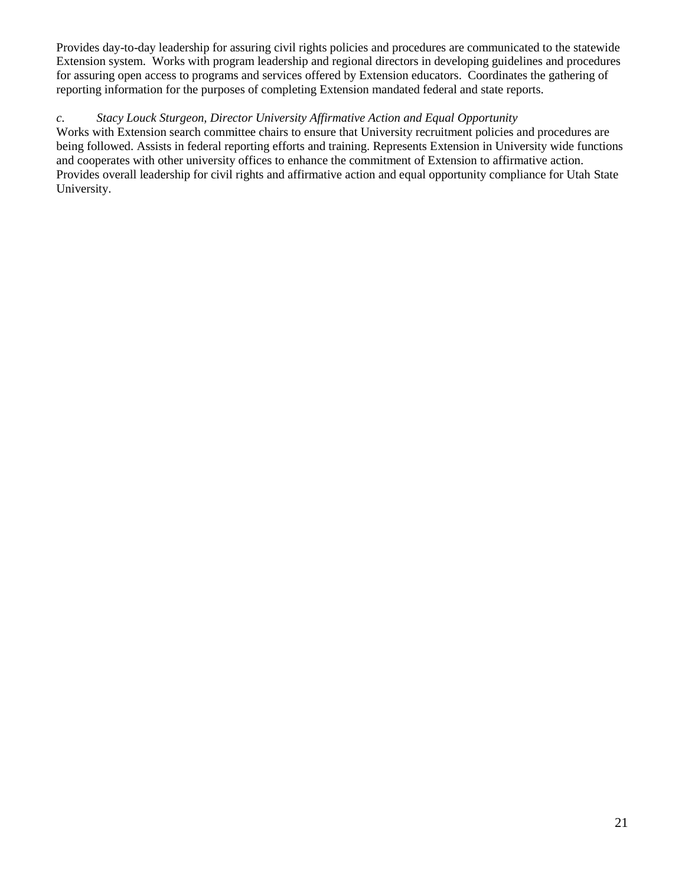Provides day-to-day leadership for assuring civil rights policies and procedures are communicated to the statewide Extension system. Works with program leadership and regional directors in developing guidelines and procedures for assuring open access to programs and services offered by Extension educators. Coordinates the gathering of reporting information for the purposes of completing Extension mandated federal and state reports.

*c. Stacy Louck Sturgeon, Director University Affirmative Action and Equal Opportunity*

Works with Extension search committee chairs to ensure that University recruitment policies and procedures are being followed. Assists in federal reporting efforts and training. Represents Extension in University wide functions and cooperates with other university offices to enhance the commitment of Extension to affirmative action. Provides overall leadership for civil rights and affirmative action and equal opportunity compliance for Utah State University.